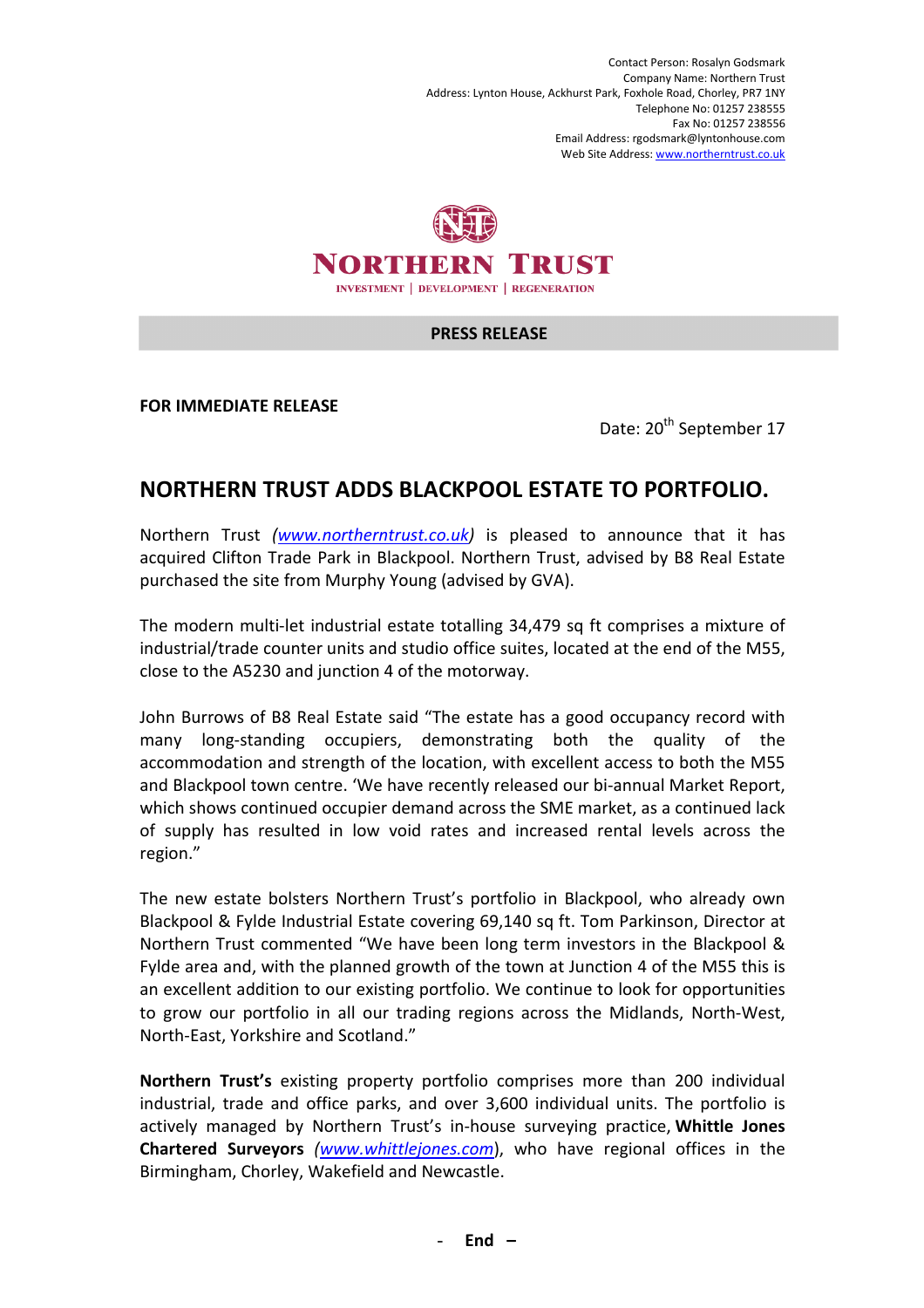Contact Person: Rosalyn Godsmark
Company Name: Northern Trust
Address: Lynton House, Ackhurst Park, Foxhole Road, Chorley, PR7 1NY
Telephone No: 01257 238555
Fax No: 01257 238556
Email Address: rgodsmark@lyntonhouse.com
Web Site Address: www.northerntrust.co.uk

NORTHERN TRUST
INVESTMENT | DEVELOPMENT | REGENERATION

**PRESS RELEASE**

**FOR IMMEDIATE RELEASE**

Date: 20th September 17

## NORTHERN TRUST ADDS BLACKPOOL ESTATE TO PORTFOLIO.

Northern Trust *(www.northerntrust.co.uk)* is pleased to announce that it has acquired Clifton Trade Park in Blackpool. Northern Trust, advised by B8 Real Estate purchased the site from Murphy Young (advised by GVA).

The modern multi-let industrial estate totalling 34,479 sq ft comprises a mixture of industrial/trade counter units and studio office suites, located at the end of the M55, close to the A5230 and junction 4 of the motorway.

John Burrows of B8 Real Estate said "The estate has a good occupancy record with many long-standing occupiers, demonstrating both the quality of the accommodation and strength of the location, with excellent access to both the M55 and Blackpool town centre. 'We have recently released our bi-annual Market Report, which shows continued occupier demand across the SME market, as a continued lack of supply has resulted in low void rates and increased rental levels across the region."

The new estate bolsters Northern Trust's portfolio in Blackpool, who already own Blackpool & Fylde Industrial Estate covering 69,140 sq ft. Tom Parkinson, Director at Northern Trust commented "We have been long term investors in the Blackpool & Fylde area and, with the planned growth of the town at Junction 4 of the M55 this is an excellent addition to our existing portfolio. We continue to look for opportunities to grow our portfolio in all our trading regions across the Midlands, North-West, North-East, Yorkshire and Scotland."

**Northern Trust's** existing property portfolio comprises more than 200 individual industrial, trade and office parks, and over 3,600 individual units. The portfolio is actively managed by Northern Trust's in-house surveying practice, **Whittle Jones Chartered Surveyors** *(www.whittlejones.com)*, who have regional offices in the Birmingham, Chorley, Wakefield and Newcastle.

- **End –**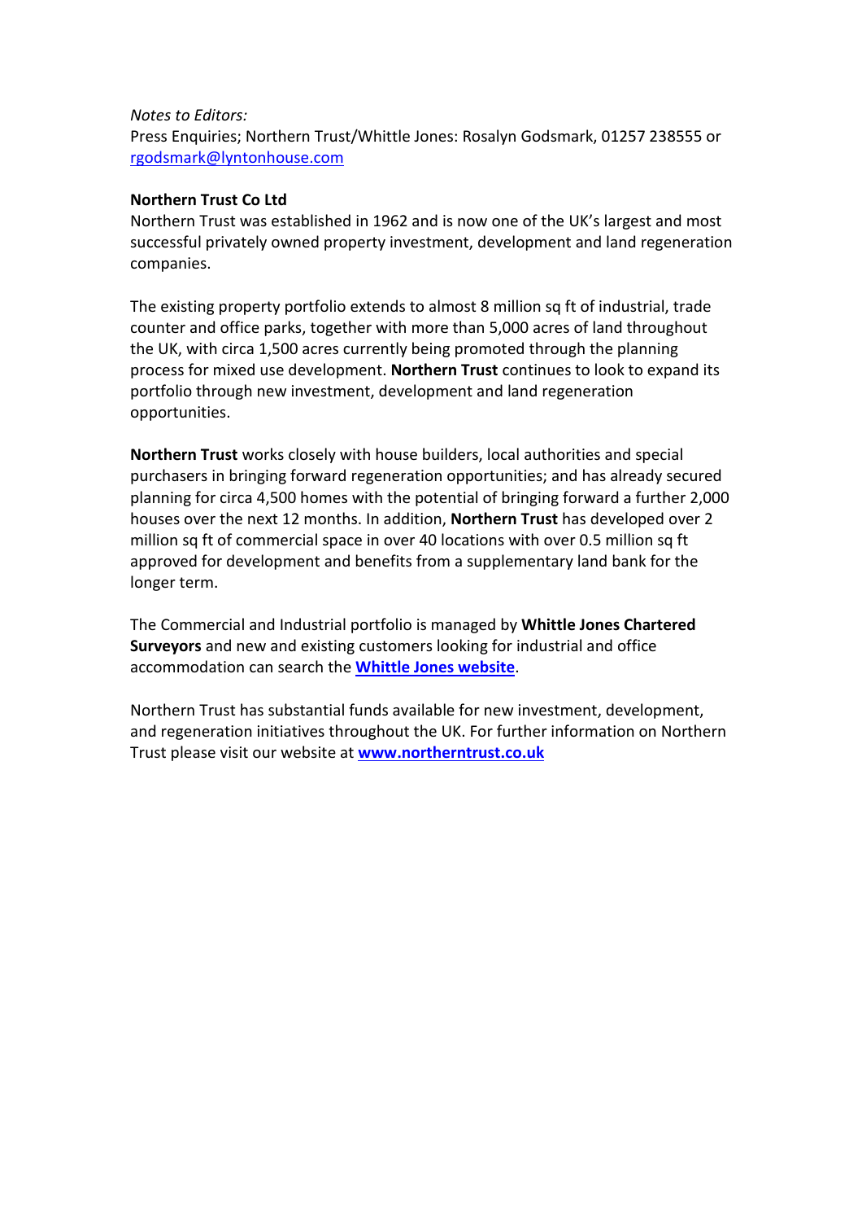*Notes to Editors:*

Press Enquiries; Northern Trust/Whittle Jones: Rosalyn Godsmark, 01257 238555 or rgodsmark@lyntonhouse.com

**Northern Trust Co Ltd**

Northern Trust was established in 1962 and is now one of the UK's largest and most successful privately owned property investment, development and land regeneration companies.

The existing property portfolio extends to almost 8 million sq ft of industrial, trade counter and office parks, together with more than 5,000 acres of land throughout the UK, with circa 1,500 acres currently being promoted through the planning process for mixed use development. **Northern Trust** continues to look to expand its portfolio through new investment, development and land regeneration opportunities.

**Northern Trust** works closely with house builders, local authorities and special purchasers in bringing forward regeneration opportunities; and has already secured planning for circa 4,500 homes with the potential of bringing forward a further 2,000 houses over the next 12 months. In addition, **Northern Trust** has developed over 2 million sq ft of commercial space in over 40 locations with over 0.5 million sq ft approved for development and benefits from a supplementary land bank for the longer term.

The Commercial and Industrial portfolio is managed by **Whittle Jones Chartered Surveyors** and new and existing customers looking for industrial and office accommodation can search the **Whittle Jones website**.

Northern Trust has substantial funds available for new investment, development, and regeneration initiatives throughout the UK. For further information on Northern Trust please visit our website at **www.northerntrust.co.uk**